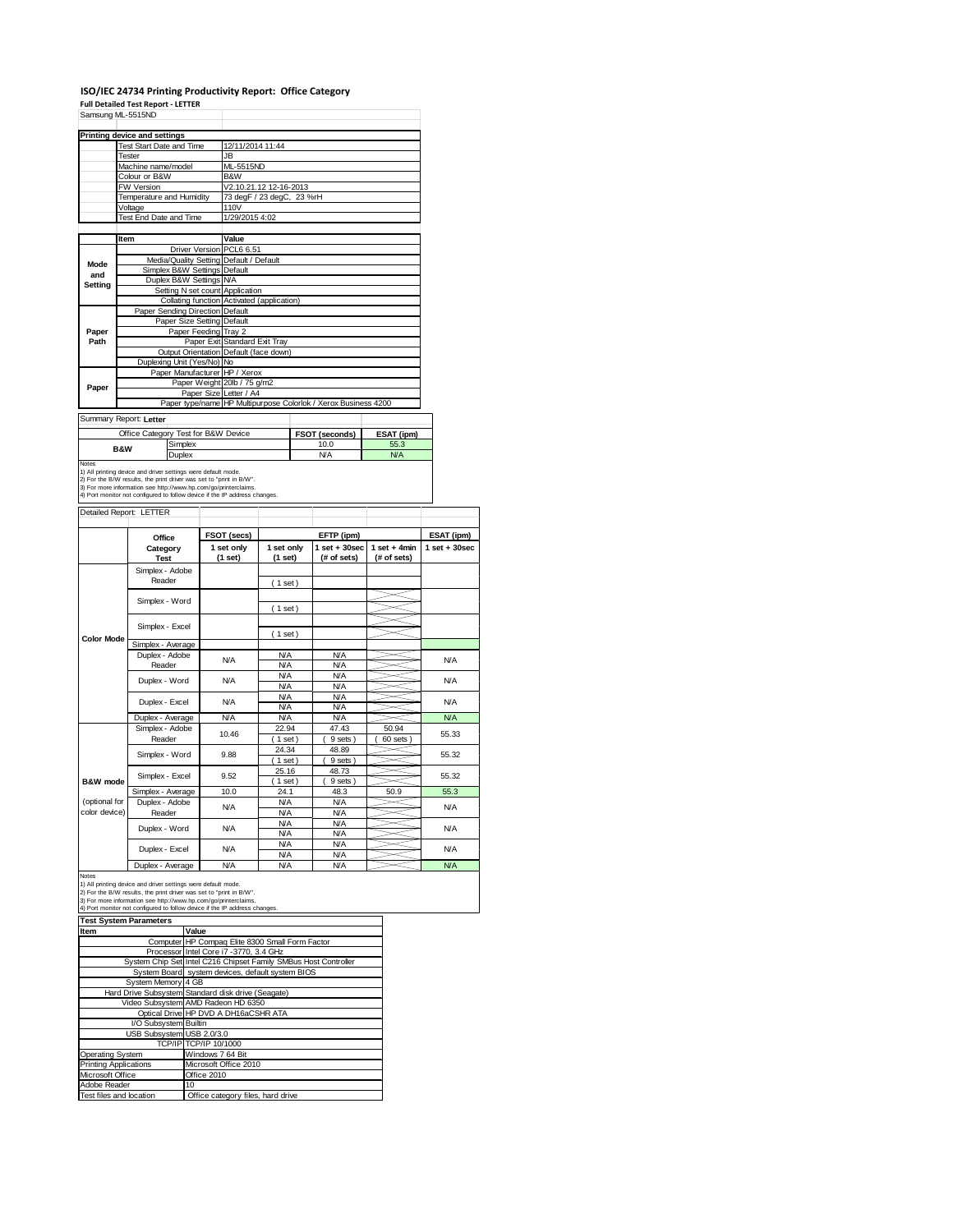# ISO/IEC 24734 Printing Productivity Report: Office Category

**Full Detailed Test Report - LETTER**

Samsung ML-5515ND

| Printing device and settings | |
|---|---|
| Test Start Date and Time | 12/11/2014 11:44 |
| Tester | JB |
| Machine name/model | ML-5515ND |
| Colour or B&W | B&W |
| FW Version | V2.10.21.12 12-16-2013 |
| Temperature and Humidity | 73 degF / 23 degC, 23 %rH |
| Voltage | 110V |
| Test End Date and Time | 1/29/2015 4:02 |

| | Item | Value |
|---|---|---|
| Mode and Setting | Driver Version | PCL6 6.51 |
| | Media/Quality Setting | Default / Default |
| | Simplex B&W Settings | Default |
| | Duplex B&W Settings | N/A |
| | Setting N set count | Application |
| | Collating function | Activated (application) |
| Paper Path | Paper Sending Direction | Default |
| | Paper Size Setting | Default |
| | Paper Feeding | Tray 2 |
| | Paper Exit | Standard Exit Tray |
| | Output Orientation | Default (face down) |
| | Duplexing Unit (Yes/No) | No |
| Paper | Paper Manufacturer | HP / Xerox |
| | Paper Weight | 20lb / 75 g/m2 |
| | Paper Size | Letter / A4 |
| | Paper type/name | HP Multipurpose Colorlok / Xerox Business 4200 |

Summary Report: **Letter**

| Office Category Test for B&W Device | | FSOT (seconds) | ESAT (ipm) |
|---|---|---|---|
| B&W | Simplex | 10.0 | 55.3 |
| | Duplex | N/A | N/A |

Notes
1) All printing device and driver settings were default mode.
2) For the B/W results, the print driver was set to "print in B/W".
3) For more information see http://www.hp.com/go/printerclaims.
4) Port monitor not configured to follow device if the IP address changes.

Detailed Report: LETTER

| | Office Category Test | FSOT (secs) 1 set only (1 set) | EFTP (ipm) 1 set only (1 set) | EFTP (ipm) 1 set + 30sec (# of sets) | EFTP (ipm) 1 set + 4min (# of sets) | ESAT (ipm) 1 set + 30sec |
|---|---|---|---|---|---|---|
| Color Mode | Simplex - Adobe Reader | | ( 1 set ) | | | |
| | Simplex - Word | | ( 1 set ) | | | |
| | Simplex - Excel | | ( 1 set ) | | | |
| | Simplex - Average | | | | | |
| | Duplex - Adobe Reader | N/A | N/A<br>N/A | N/A<br>N/A | | N/A |
| | Duplex - Word | N/A | N/A<br>N/A | N/A<br>N/A | | N/A |
| | Duplex - Excel | N/A | N/A<br>N/A | N/A<br>N/A | | N/A |
| | Duplex - Average | N/A | N/A | N/A | | N/A |
| B&W mode (optional for color device) | Simplex - Adobe Reader | 10.46 | 22.94<br>( 1 set ) | 47.43<br>( 9 sets ) | 50.94<br>( 60 sets ) | 55.33 |
| | Simplex - Word | 9.88 | 24.34<br>( 1 set ) | 48.89<br>( 9 sets ) | | 55.32 |
| | Simplex - Excel | 9.52 | 25.16<br>( 1 set ) | 48.73<br>( 9 sets ) | | 55.32 |
| | Simplex - Average | 10.0 | 24.1 | 48.3 | 50.9 | 55.3 |
| | Duplex - Adobe Reader | N/A | N/A<br>N/A | N/A<br>N/A | | N/A |
| | Duplex - Word | N/A | N/A<br>N/A | N/A<br>N/A | | N/A |
| | Duplex - Excel | N/A | N/A<br>N/A | N/A<br>N/A | | N/A |
| | Duplex - Average | N/A | N/A | N/A | | N/A |

Notes
1) All printing device and driver settings were default mode.
2) For the B/W results, the print driver was set to "print in B/W".
3) For more information see http://www.hp.com/go/printerclaims.
4) Port monitor not configured to follow device if the IP address changes.

| Test System Parameters | |
|---|---|
| **Item** | **Value** |
| Computer | HP Compaq Elite 8300 Small Form Factor |
| Processor | Intel Core i7 -3770, 3.4 GHz |
| System Chip Set | Intel C216 Chipset Family SMBus Host Controller |
| System Board | system devices, default system BIOS |
| System Memory | 4 GB |
| Hard Drive Subsystem | Standard disk drive (Seagate) |
| Video Subsystem | AMD Radeon HD 6350 |
| Optical Drive | HP DVD A DH16aCSHR ATA |
| I/O Subsystem | Builtin |
| USB Subsystem | USB 2.0/3.0 |
| TCP/IP | TCP/IP 10/1000 |
| Operating System | Windows 7 64 Bit |
| Printing Applications | Microsoft Office 2010 |
| Microsoft Office | Office 2010 |
| Adobe Reader | 10 |
| Test files and location | Office category files, hard drive |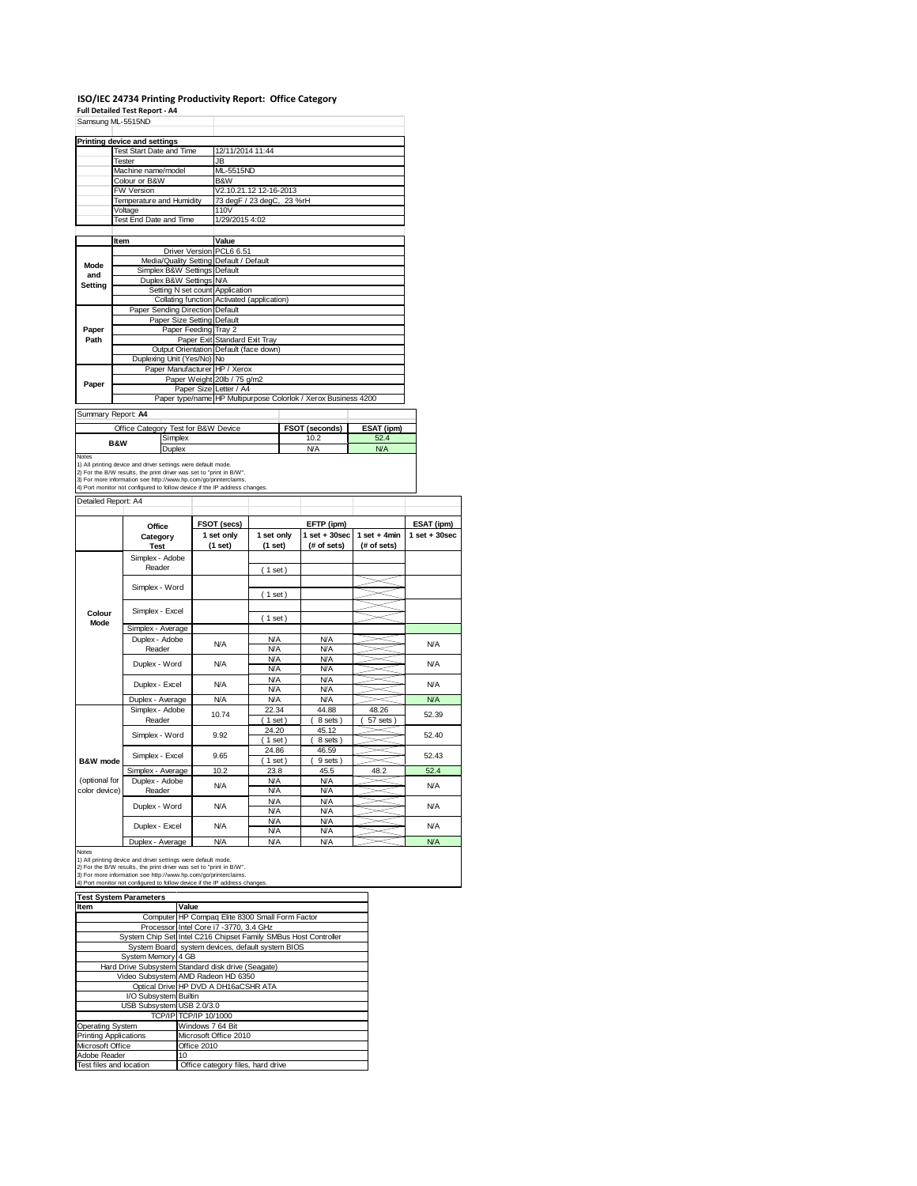# ISO/IEC 24734 Printing Productivity Report: Office Category

**Full Detailed Test Report - A4**

Samsung ML-5515ND

| Printing device and settings | |
|---|---|
| Test Start Date and Time | 12/11/2014 11:44 |
| Tester | JB |
| Machine name/model | ML-5515ND |
| Colour or B&W | B&W |
| FW Version | V2.10.21.12 12-16-2013 |
| Temperature and Humidity | 73 degF / 23 degC, 23 %rH |
| Voltage | 110V |
| Test End Date and Time | 1/29/2015 4:02 |

| | Item | Value |
|---|---|---|
| Mode and Setting | Driver Version | PCL6 6.51 |
| | Media/Quality Setting | Default / Default |
| | Simplex B&W Settings | Default |
| | Duplex B&W Settings | N/A |
| | Setting N set count | Application |
| | Collating function | Activated (application) |
| Paper Path | Paper Sending Direction | Default |
| | Paper Size Setting | Default |
| | Paper Feeding | Tray 2 |
| | Paper Exit | Standard Exit Tray |
| | Output Orientation | Default (face down) |
| | Duplexing Unit (Yes/No) | No |
| Paper | Paper Manufacturer | HP / Xerox |
| | Paper Weight | 20lb / 75 g/m2 |
| | Paper Size | Letter / A4 |
| | Paper type/name | HP Multipurpose Colorlok / Xerox Business 4200 |

Summary Report: **A4**

| Office Category Test for B&W Device | | FSOT (seconds) | ESAT (ipm) |
|---|---|---|---|
| B&W | Simplex | 10.2 | 52.4 |
| | Duplex | N/A | N/A |

Notes
1) All printing device and driver settings were default mode.
2) For the B/W results, the print driver was set to "print in B/W".
3) For more information see http://www.hp.com/go/printerclaims.
4) Port monitor not configured to follow device if the IP address changes.

Detailed Report: A4

| | Office Category Test | FSOT (secs) 1 set only (1 set) | EFTP (ipm) 1 set only (1 set) | EFTP (ipm) 1 set + 30sec (# of sets) | EFTP (ipm) 1 set + 4min (# of sets) | ESAT (ipm) 1 set + 30sec |
|---|---|---|---|---|---|---|
| Colour Mode | Simplex - Adobe Reader | | ( 1 set ) | | | |
| | Simplex - Word | | ( 1 set ) | | | |
| | Simplex - Excel | | ( 1 set ) | | | |
| | Simplex - Average | | | | | |
| | Duplex - Adobe Reader | N/A | N/A<br>N/A | N/A<br>N/A | | N/A |
| | Duplex - Word | N/A | N/A<br>N/A | N/A<br>N/A | | N/A |
| | Duplex - Excel | N/A | N/A<br>N/A | N/A<br>N/A | | N/A |
| | Duplex - Average | N/A | N/A | N/A | | N/A |
| B&W mode (optional for color device) | Simplex - Adobe Reader | 10.74 | 22.34<br>( 1 set ) | 44.88<br>( 8 sets ) | 48.26<br>( 57 sets ) | 52.39 |
| | Simplex - Word | 9.92 | 24.20<br>( 1 set ) | 45.12<br>( 8 sets ) | | 52.40 |
| | Simplex - Excel | 9.65 | 24.86<br>( 1 set ) | 46.59<br>( 9 sets ) | | 52.43 |
| | Simplex - Average | 10.2 | 23.8 | 45.5 | 48.2 | 52.4 |
| | Duplex - Adobe Reader | N/A | N/A<br>N/A | N/A<br>N/A | | N/A |
| | Duplex - Word | N/A | N/A<br>N/A | N/A<br>N/A | | N/A |
| | Duplex - Excel | N/A | N/A<br>N/A | N/A<br>N/A | | N/A |
| | Duplex - Average | N/A | N/A | N/A | | N/A |

Notes
1) All printing device and driver settings were default mode.
2) For the B/W results, the print driver was set to "print in B/W".
3) For more information see http://www.hp.com/go/printerclaims.
4) Port monitor not configured to follow device if the IP address changes.

| Test System Parameters | |
|---|---|
| Item | Value |
| Computer | HP Compaq Elite 8300 Small Form Factor |
| Processor | Intel Core i7 -3770, 3.4 GHz |
| System Chip Set | Intel C216 Chipset Family SMBus Host Controller |
| System Board | system devices, default system BIOS |
| System Memory | 4 GB |
| Hard Drive Subsystem | Standard disk drive (Seagate) |
| Video Subsystem | AMD Radeon HD 6350 |
| Optical Drive | HP DVD A DH16aCSHR ATA |
| I/O Subsystem | Builtin |
| USB Subsystem | USB 2.0/3.0 |
| TCP/IP | TCP/IP 10/1000 |
| Operating System | Windows 7 64 Bit |
| Printing Applications | Microsoft Office 2010 |
| Microsoft Office | Office 2010 |
| Adobe Reader | 10 |
| Test files and location | Office category files, hard drive |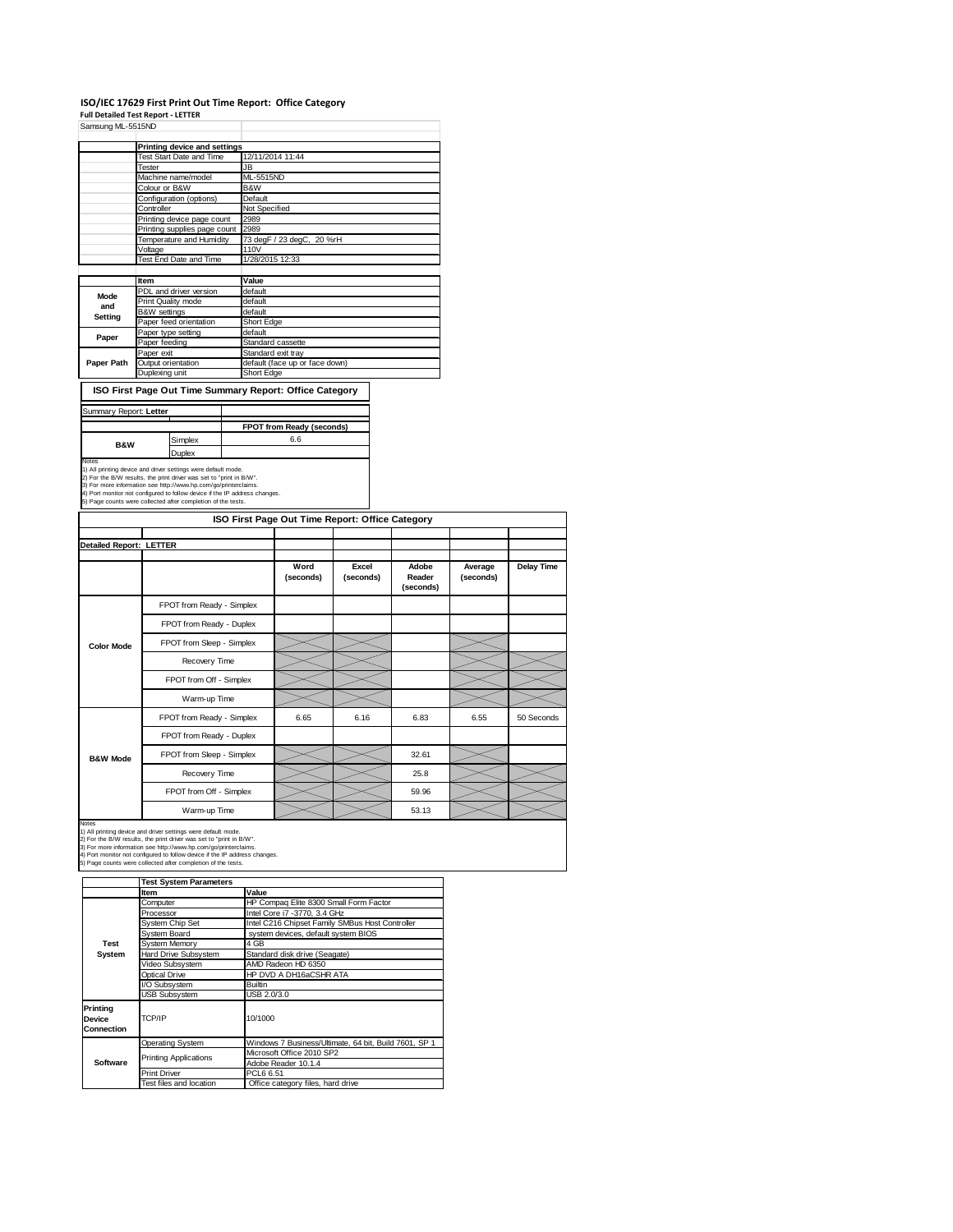# ISO/IEC 17629 First Print Out Time Report: Office Category

**Full Detailed Test Report - LETTER**

Samsung ML-5515ND

| | | |
|---|---|---|
| | **Printing device and settings** | |
| | Test Start Date and Time | 12/11/2014 11:44 |
| | Tester | JB |
| | Machine name/model | ML-5515ND |
| | Colour or B&W | B&W |
| | Configuration (options) | Default |
| | Controller | Not Specified |
| | Printing device page count | 2989 |
| | Printing supplies page count | 2989 |
| | Temperature and Humidity | 73 degF / 23 degC, 20 %rH |
| | Voltage | 110V |
| | Test End Date and Time | 1/28/2015 12:33 |

| | | |
|---|---|---|
| | **Item** | **Value** |
| **Mode and Setting** | PDL and driver version | default |
| | Print Quality mode | default |
| | B&W settings | default |
| | Paper feed orientation | Short Edge |
| **Paper** | Paper type setting | default |
| | Paper feeding | Standard cassette |
| **Paper Path** | Paper exit | Standard exit tray |
| | Output orientation | default (face up or face down) |
| | Duplexing unit | Short Edge |

## ISO First Page Out Time Summary Report: Office Category

Summary Report: **Letter**

| | | FPOT from Ready (seconds) |
|---|---|---|
| **B&W** | Simplex | 6.6 |
| | Duplex | |

Notes
1) All printing device and driver settings were default mode.
2) For the B/W results, the print driver was set to "print in B/W".
3) For more information see http://www.hp.com/go/printerclaims.
4) Port monitor not configured to follow device if the IP address changes.
5) Page counts were collected after completion of the tests.

## ISO First Page Out Time Report: Office Category

**Detailed Report: LETTER**

| | | Word (seconds) | Excel (seconds) | Adobe Reader (seconds) | Average (seconds) | Delay Time |
|---|---|---|---|---|---|---|
| **Color Mode** | FPOT from Ready - Simplex | | | | | |
| | FPOT from Ready - Duplex | | | | | |
| | FPOT from Sleep - Simplex | | | | | |
| | Recovery Time | | | | | |
| | FPOT from Off - Simplex | | | | | |
| | Warm-up Time | | | | | |
| **B&W Mode** | FPOT from Ready - Simplex | 6.65 | 6.16 | 6.83 | 6.55 | 50 Seconds |
| | FPOT from Ready - Duplex | | | | | |
| | FPOT from Sleep - Simplex | | | 32.61 | | |
| | Recovery Time | | | 25.8 | | |
| | FPOT from Off - Simplex | | | 59.96 | | |
| | Warm-up Time | | | 53.13 | | |

Notes
1) All printing device and driver settings were default mode.
2) For the B/W results, the print driver was set to "print in B/W".
3) For more information see http://www.hp.com/go/printerclaims.
4) Port monitor not configured to follow device if the IP address changes.
5) Page counts were collected after completion of the tests.

| | | |
|---|---|---|
| | **Test System Parameters** | |
| | **Item** | **Value** |
| **Test System** | Computer | HP Compaq Elite 8300 Small Form Factor |
| | Processor | Intel Core i7 -3770, 3.4 GHz |
| | System Chip Set | Intel C216 Chipset Family SMBus Host Controller |
| | System Board | system devices, default system BIOS |
| | System Memory | 4 GB |
| | Hard Drive Subsystem | Standard disk drive (Seagate) |
| | Video Subsystem | AMD Radeon HD 6350 |
| | Optical Drive | HP DVD A DH16aCSHR ATA |
| | I/O Subsystem | Builtin |
| | USB Subsystem | USB 2.0/3.0 |
| **Printing Device Connection** | TCP/IP | 10/1000 |
| **Software** | Operating System | Windows 7 Business/Ultimate, 64 bit, Build 7601, SP 1 |
| | Printing Applications | Microsoft Office 2010 SP2 |
| | | Adobe Reader 10.1.4 |
| | Print Driver | PCL6 6.51 |
| | Test files and location | Office category files, hard drive |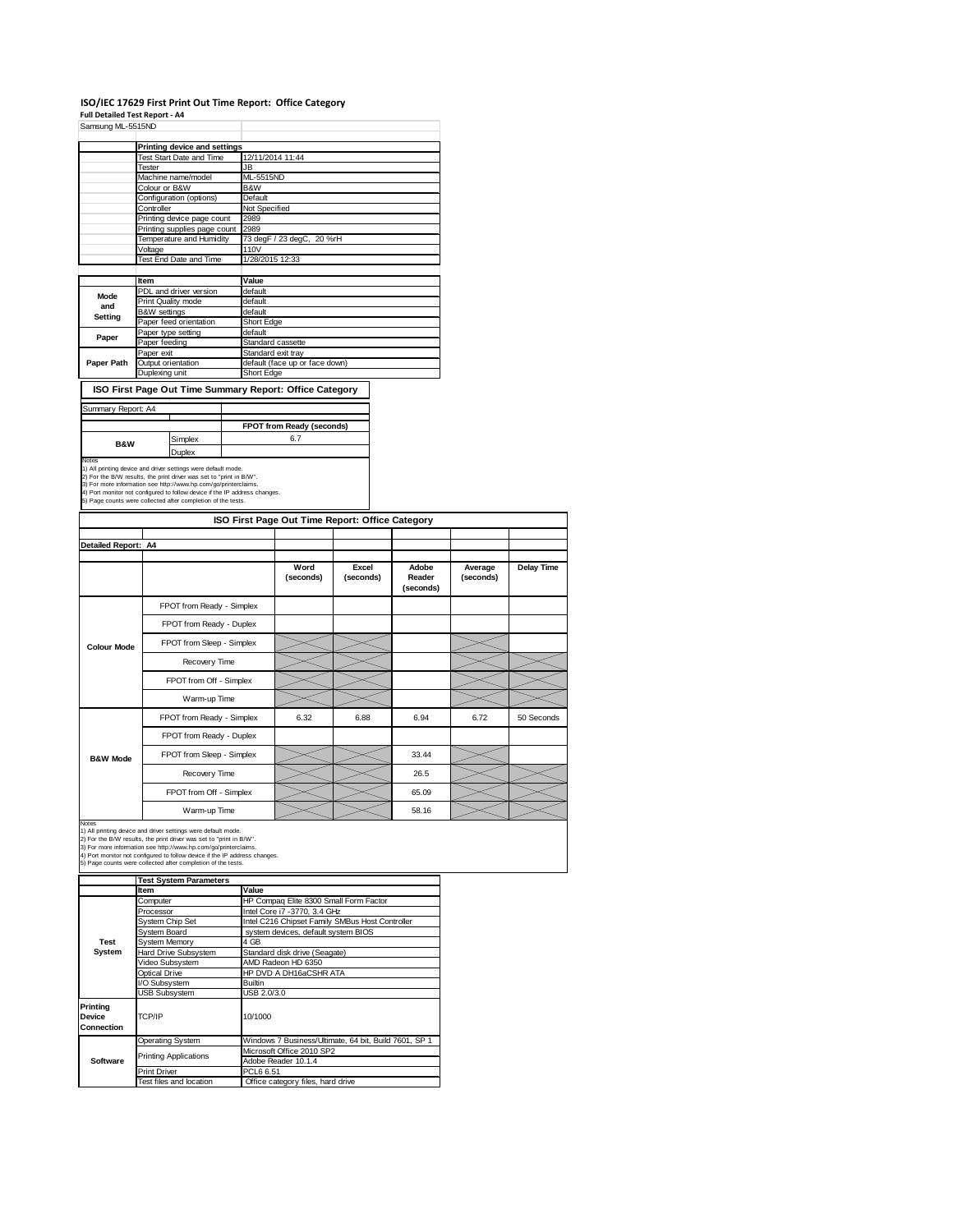# ISO/IEC 17629 First Print Out Time Report: Office Category

**Full Detailed Test Report - A4**

Samsung ML-5515ND

| | | |
|---|---|---|
| | **Printing device and settings** | |
| | Test Start Date and Time | 12/11/2014 11:44 |
| | Tester | JB |
| | Machine name/model | ML-5515ND |
| | Colour or B&W | B&W |
| | Configuration (options) | Default |
| | Controller | Not Specified |
| | Printing device page count | 2989 |
| | Printing supplies page count | 2989 |
| | Temperature and Humidity | 73 degF / 23 degC, 20 %rH |
| | Voltage | 110V |
| | Test End Date and Time | 1/28/2015 12:33 |

| | | |
|---|---|---|
| | **Item** | **Value** |
| **Mode and Setting** | PDL and driver version | default |
| | Print Quality mode | default |
| | B&W settings | default |
| | Paper feed orientation | Short Edge |
| **Paper** | Paper type setting | default |
| | Paper feeding | Standard cassette |
| **Paper Path** | Paper exit | Standard exit tray |
| | Output orientation | default (face up or face down) |
| | Duplexing unit | Short Edge |

## ISO First Page Out Time Summary Report: Office Category

Summary Report: A4

| | | FPOT from Ready (seconds) |
|---|---|---|
| **B&W** | Simplex | 6.7 |
| | Duplex | |

Notes
1) All printing device and driver settings were default mode.
2) For the B/W results, the print driver was set to "print in B/W".
3) For more information see http://www.hp.com/go/printerclaims.
4) Port monitor not configured to follow device if the IP address changes.
5) Page counts were collected after completion of the tests.

## ISO First Page Out Time Report: Office Category

Detailed Report: A4

| | | Word (seconds) | Excel (seconds) | Adobe Reader (seconds) | Average (seconds) | Delay Time |
|---|---|---|---|---|---|---|
| **Colour Mode** | FPOT from Ready - Simplex | | | | | |
| | FPOT from Ready - Duplex | | | | | |
| | FPOT from Sleep - Simplex | | | | | |
| | Recovery Time | | | | | |
| | FPOT from Off - Simplex | | | | | |
| | Warm-up Time | | | | | |
| **B&W Mode** | FPOT from Ready - Simplex | 6.32 | 6.88 | 6.94 | 6.72 | 50 Seconds |
| | FPOT from Ready - Duplex | | | | | |
| | FPOT from Sleep - Simplex | | | 33.44 | | |
| | Recovery Time | | | 26.5 | | |
| | FPOT from Off - Simplex | | | 65.09 | | |
| | Warm-up Time | | | 58.16 | | |

Notes
1) All printing device and driver settings were default mode.
2) For the B/W results, the print driver was set to "print in B/W".
3) For more information see http://www.hp.com/go/printerclaims.
4) Port monitor not configured to follow device if the IP address changes.
5) Page counts were collected after completion of the tests.

| | | |
|---|---|---|
| | **Test System Parameters** | |
| | **Item** | **Value** |
| **Test System** | Computer | HP Compaq Elite 8300 Small Form Factor |
| | Processor | Intel Core i7 -3770, 3.4 GHz |
| | System Chip Set | Intel C216 Chipset Family SMBus Host Controller |
| | System Board | system devices, default system BIOS |
| | System Memory | 4 GB |
| | Hard Drive Subsystem | Standard disk drive (Seagate) |
| | Video Subsystem | AMD Radeon HD 6350 |
| | Optical Drive | HP DVD A DH16aCSHR ATA |
| | I/O Subsystem | Builtin |
| | USB Subsystem | USB 2.0/3.0 |
| **Printing Device Connection** | TCP/IP | 10/1000 |
| **Software** | Operating System | Windows 7 Business/Ultimate, 64 bit, Build 7601, SP 1 |
| | Printing Applications | Microsoft Office 2010 SP2<br>Adobe Reader 10.1.4 |
| | Print Driver | PCL6 6.51 |
| | Test files and location | Office category files, hard drive |